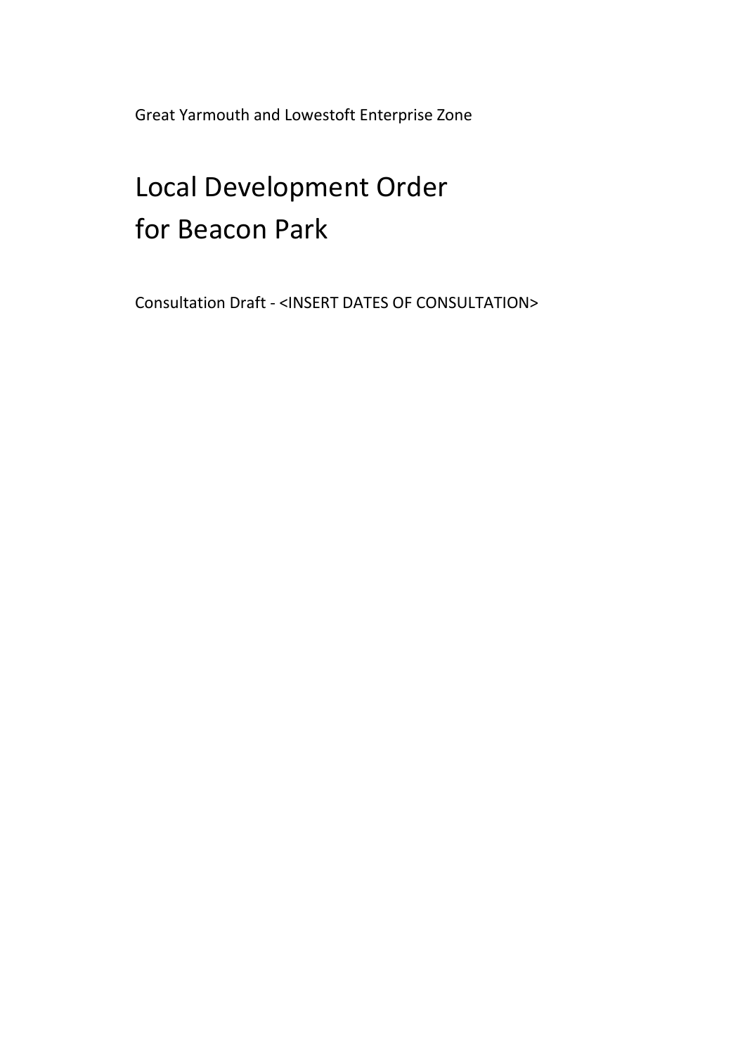Great Yarmouth and Lowestoft Enterprise Zone

# Local Development Order for Beacon Park

Consultation Draft - <INSERT DATES OF CONSULTATION>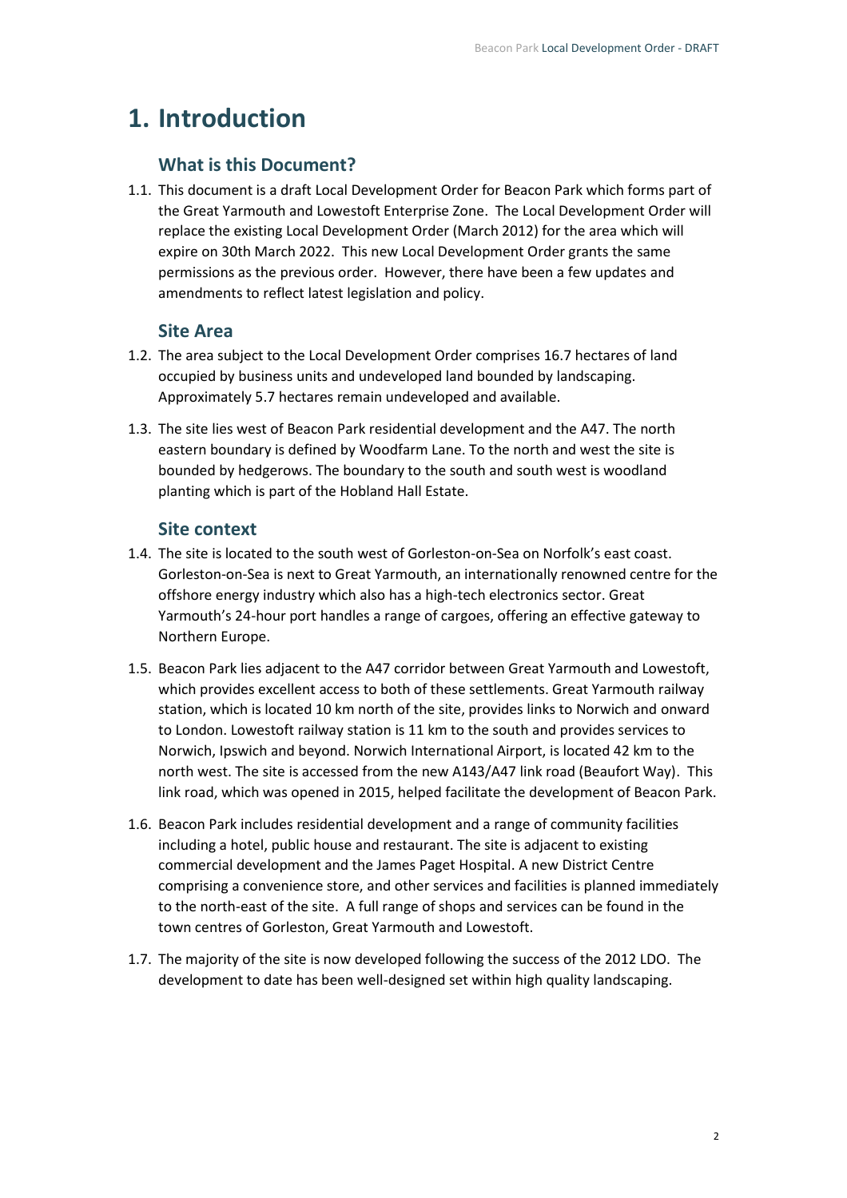# 1. Introduction

## What is this Document?

1.1. This document is a draft Local Development Order for Beacon Park which forms part of the Great Yarmouth and Lowestoft Enterprise Zone. The Local Development Order will replace the existing Local Development Order (March 2012) for the area which will expire on 30th March 2022. This new Local Development Order grants the same permissions as the previous order. However, there have been a few updates and amendments to reflect latest legislation and policy.

## Site Area

1.2. The area subject to the Local Development Order comprises 16.7 hectares of land occupied by business units and undeveloped land bounded by landscaping. Approximately 5.7 hectares remain undeveloped and available.

1.3. The site lies west of Beacon Park residential development and the A47. The north eastern boundary is defined by Woodfarm Lane. To the north and west the site is bounded by hedgerows. The boundary to the south and south west is woodland planting which is part of the Hobland Hall Estate.

## Site context

1.4. The site is located to the south west of Gorleston-on-Sea on Norfolk's east coast. Gorleston-on-Sea is next to Great Yarmouth, an internationally renowned centre for the offshore energy industry which also has a high-tech electronics sector. Great Yarmouth's 24-hour port handles a range of cargoes, offering an effective gateway to Northern Europe.

1.5. Beacon Park lies adjacent to the A47 corridor between Great Yarmouth and Lowestoft, which provides excellent access to both of these settlements. Great Yarmouth railway station, which is located 10 km north of the site, provides links to Norwich and onward to London. Lowestoft railway station is 11 km to the south and provides services to Norwich, Ipswich and beyond. Norwich International Airport, is located 42 km to the north west. The site is accessed from the new A143/A47 link road (Beaufort Way). This link road, which was opened in 2015, helped facilitate the development of Beacon Park.

1.6. Beacon Park includes residential development and a range of community facilities including a hotel, public house and restaurant. The site is adjacent to existing commercial development and the James Paget Hospital. A new District Centre comprising a convenience store, and other services and facilities is planned immediately to the north-east of the site. A full range of shops and services can be found in the town centres of Gorleston, Great Yarmouth and Lowestoft.

1.7. The majority of the site is now developed following the success of the 2012 LDO. The development to date has been well-designed set within high quality landscaping.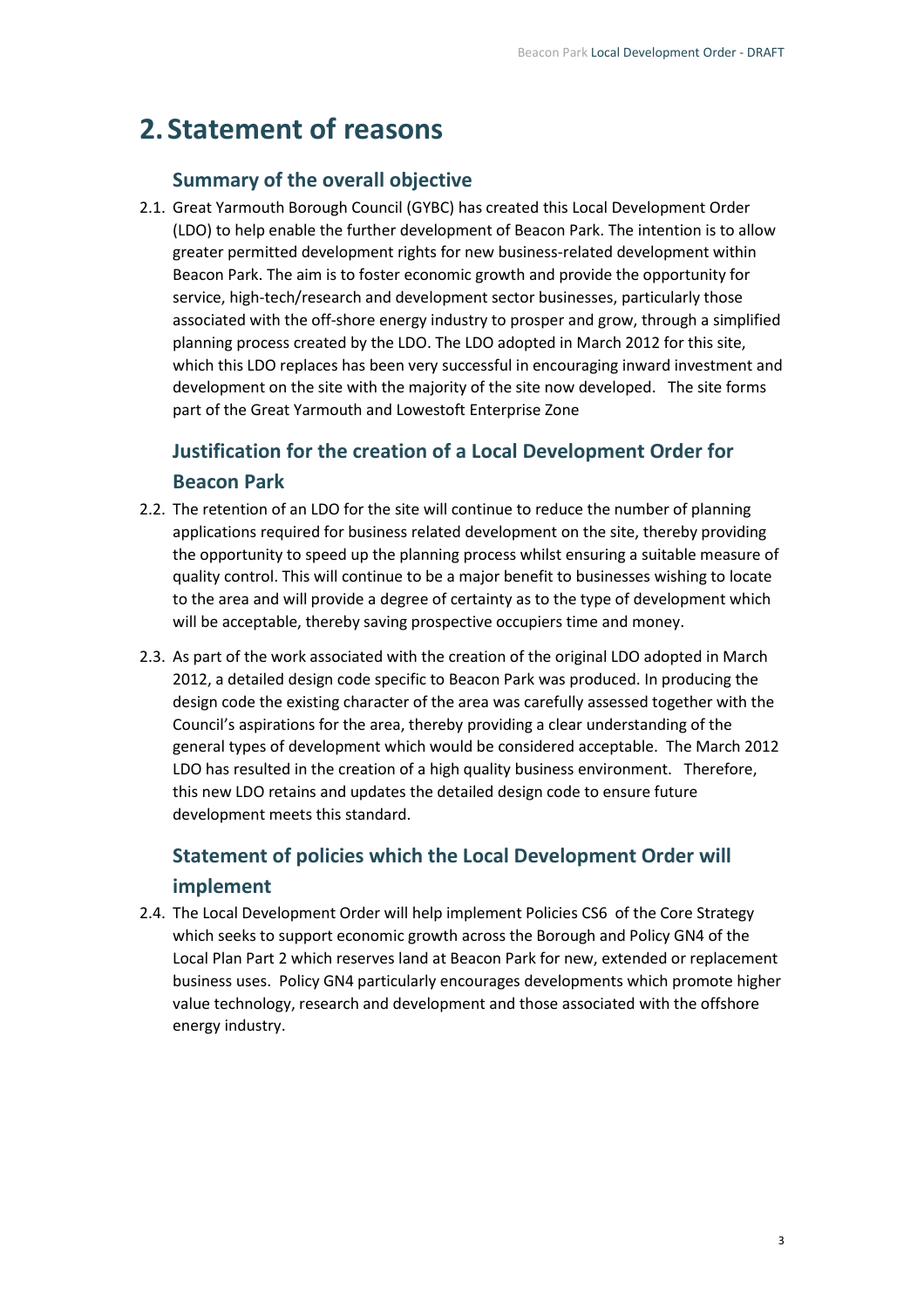# 2. Statement of reasons

### Summary of the overall objective

2.1. Great Yarmouth Borough Council (GYBC) has created this Local Development Order (LDO) to help enable the further development of Beacon Park. The intention is to allow greater permitted development rights for new business-related development within Beacon Park. The aim is to foster economic growth and provide the opportunity for service, high-tech/research and development sector businesses, particularly those associated with the off-shore energy industry to prosper and grow, through a simplified planning process created by the LDO. The LDO adopted in March 2012 for this site, which this LDO replaces has been very successful in encouraging inward investment and development on the site with the majority of the site now developed. The site forms part of the Great Yarmouth and Lowestoft Enterprise Zone

### Justification for the creation of a Local Development Order for Beacon Park

2.2. The retention of an LDO for the site will continue to reduce the number of planning applications required for business related development on the site, thereby providing the opportunity to speed up the planning process whilst ensuring a suitable measure of quality control. This will continue to be a major benefit to businesses wishing to locate to the area and will provide a degree of certainty as to the type of development which will be acceptable, thereby saving prospective occupiers time and money.

2.3. As part of the work associated with the creation of the original LDO adopted in March 2012, a detailed design code specific to Beacon Park was produced. In producing the design code the existing character of the area was carefully assessed together with the Council's aspirations for the area, thereby providing a clear understanding of the general types of development which would be considered acceptable. The March 2012 LDO has resulted in the creation of a high quality business environment. Therefore, this new LDO retains and updates the detailed design code to ensure future development meets this standard.

### Statement of policies which the Local Development Order will implement

2.4. The Local Development Order will help implement Policies CS6 of the Core Strategy which seeks to support economic growth across the Borough and Policy GN4 of the Local Plan Part 2 which reserves land at Beacon Park for new, extended or replacement business uses. Policy GN4 particularly encourages developments which promote higher value technology, research and development and those associated with the offshore energy industry.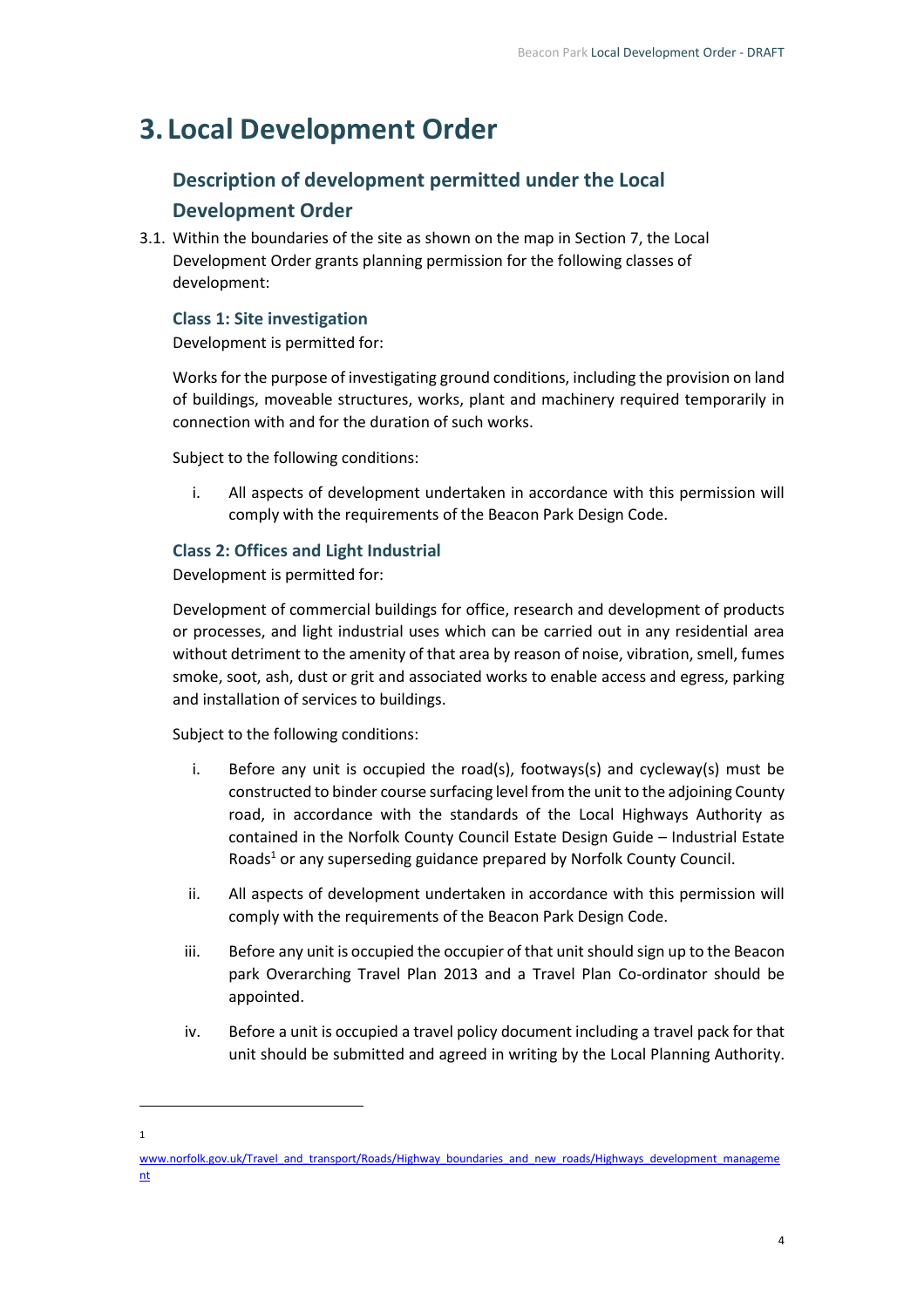# 3. Local Development Order

## Description of development permitted under the Local Development Order

3.1. Within the boundaries of the site as shown on the map in Section 7, the Local Development Order grants planning permission for the following classes of development:

### Class 1: Site investigation

Development is permitted for:

Works for the purpose of investigating ground conditions, including the provision on land of buildings, moveable structures, works, plant and machinery required temporarily in connection with and for the duration of such works.

Subject to the following conditions:

i. All aspects of development undertaken in accordance with this permission will comply with the requirements of the Beacon Park Design Code.

### Class 2: Offices and Light Industrial

Development is permitted for:

Development of commercial buildings for office, research and development of products or processes, and light industrial uses which can be carried out in any residential area without detriment to the amenity of that area by reason of noise, vibration, smell, fumes smoke, soot, ash, dust or grit and associated works to enable access and egress, parking and installation of services to buildings.

Subject to the following conditions:

i. Before any unit is occupied the road(s), footways(s) and cycleway(s) must be constructed to binder course surfacing level from the unit to the adjoining County road, in accordance with the standards of the Local Highways Authority as contained in the Norfolk County Council Estate Design Guide – Industrial Estate Roads[1] or any superseding guidance prepared by Norfolk County Council.

ii. All aspects of development undertaken in accordance with this permission will comply with the requirements of the Beacon Park Design Code.

iii. Before any unit is occupied the occupier of that unit should sign up to the Beacon park Overarching Travel Plan 2013 and a Travel Plan Co-ordinator should be appointed.

iv. Before a unit is occupied a travel policy document including a travel pack for that unit should be submitted and agreed in writing by the Local Planning Authority.

---

[1] www.norfolk.gov.uk/Travel_and_transport/Roads/Highway_boundaries_and_new_roads/Highways_development_management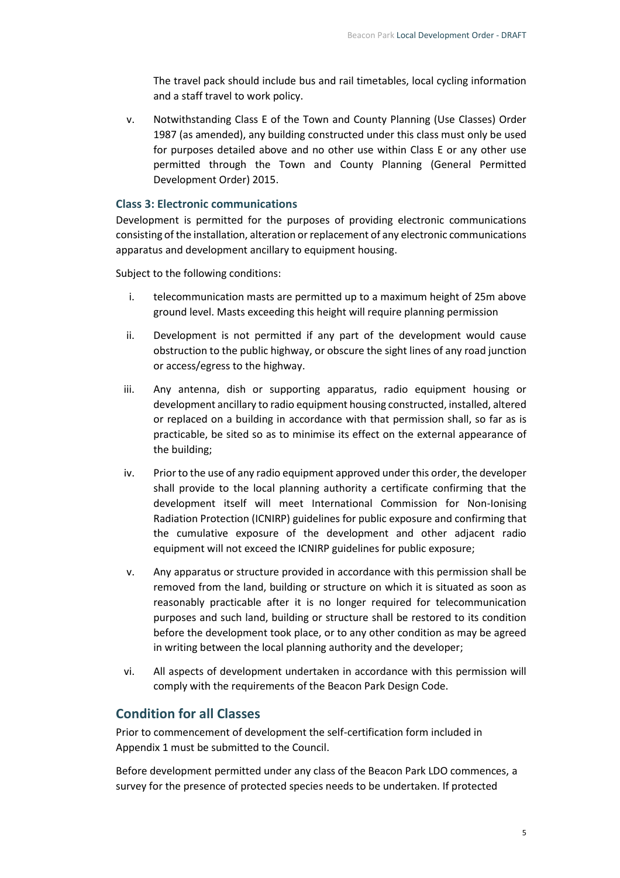The travel pack should include bus and rail timetables, local cycling information and a staff travel to work policy.

v. Notwithstanding Class E of the Town and County Planning (Use Classes) Order 1987 (as amended), any building constructed under this class must only be used for purposes detailed above and no other use within Class E or any other use permitted through the Town and County Planning (General Permitted Development Order) 2015.

### Class 3: Electronic communications

Development is permitted for the purposes of providing electronic communications consisting of the installation, alteration or replacement of any electronic communications apparatus and development ancillary to equipment housing.

Subject to the following conditions:

i. telecommunication masts are permitted up to a maximum height of 25m above ground level. Masts exceeding this height will require planning permission

ii. Development is not permitted if any part of the development would cause obstruction to the public highway, or obscure the sight lines of any road junction or access/egress to the highway.

iii. Any antenna, dish or supporting apparatus, radio equipment housing or development ancillary to radio equipment housing constructed, installed, altered or replaced on a building in accordance with that permission shall, so far as is practicable, be sited so as to minimise its effect on the external appearance of the building;

iv. Prior to the use of any radio equipment approved under this order, the developer shall provide to the local planning authority a certificate confirming that the development itself will meet International Commission for Non-Ionising Radiation Protection (ICNIRP) guidelines for public exposure and confirming that the cumulative exposure of the development and other adjacent radio equipment will not exceed the ICNIRP guidelines for public exposure;

v. Any apparatus or structure provided in accordance with this permission shall be removed from the land, building or structure on which it is situated as soon as reasonably practicable after it is no longer required for telecommunication purposes and such land, building or structure shall be restored to its condition before the development took place, or to any other condition as may be agreed in writing between the local planning authority and the developer;

vi. All aspects of development undertaken in accordance with this permission will comply with the requirements of the Beacon Park Design Code.

## Condition for all Classes

Prior to commencement of development the self-certification form included in Appendix 1 must be submitted to the Council.

Before development permitted under any class of the Beacon Park LDO commences, a survey for the presence of protected species needs to be undertaken. If protected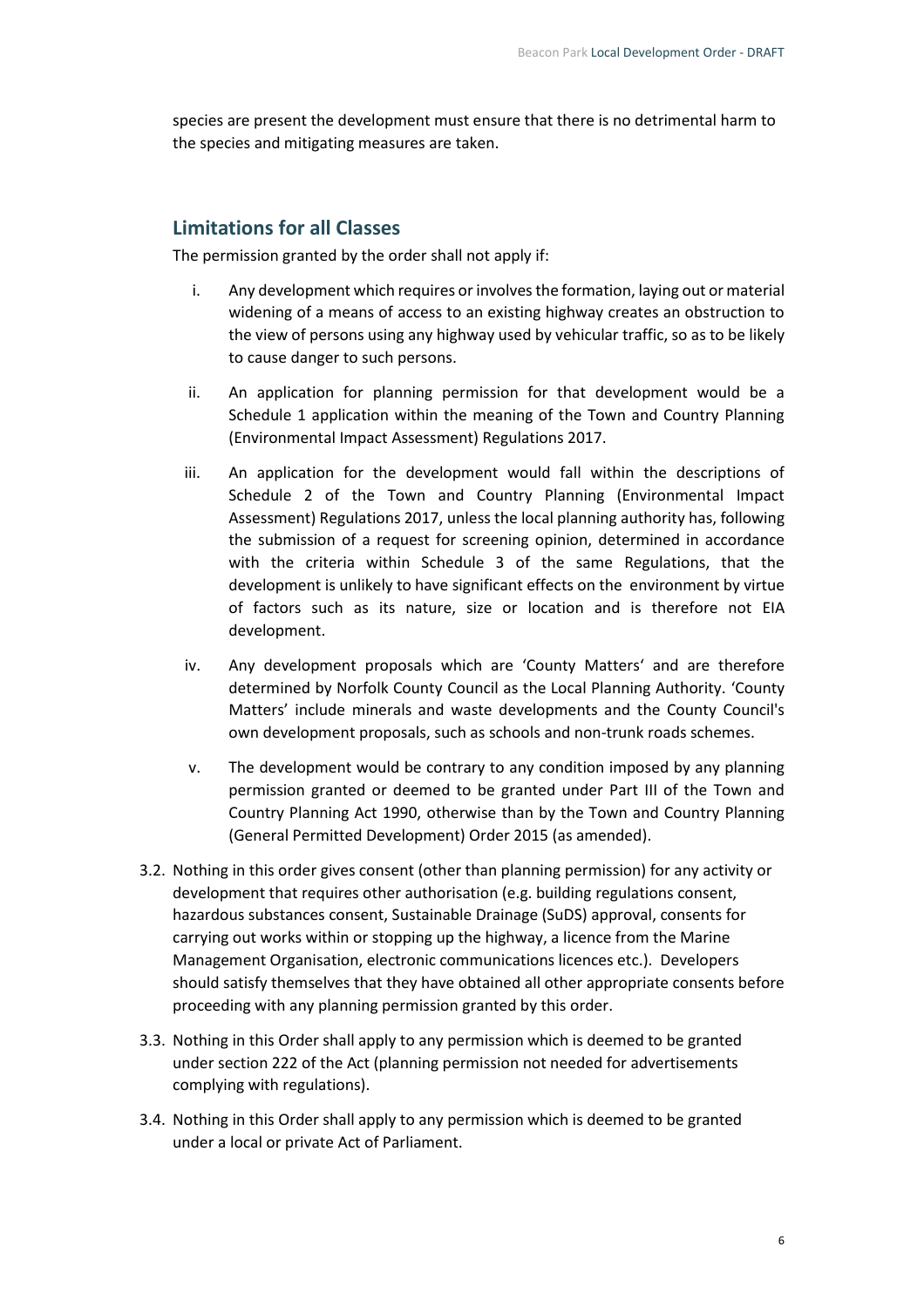species are present the development must ensure that there is no detrimental harm to the species and mitigating measures are taken.

## Limitations for all Classes

The permission granted by the order shall not apply if:

i. Any development which requires or involves the formation, laying out or material widening of a means of access to an existing highway creates an obstruction to the view of persons using any highway used by vehicular traffic, so as to be likely to cause danger to such persons.

ii. An application for planning permission for that development would be a Schedule 1 application within the meaning of the Town and Country Planning (Environmental Impact Assessment) Regulations 2017.

iii. An application for the development would fall within the descriptions of Schedule 2 of the Town and Country Planning (Environmental Impact Assessment) Regulations 2017, unless the local planning authority has, following the submission of a request for screening opinion, determined in accordance with the criteria within Schedule 3 of the same Regulations, that the development is unlikely to have significant effects on the environment by virtue of factors such as its nature, size or location and is therefore not EIA development.

iv. Any development proposals which are 'County Matters' and are therefore determined by Norfolk County Council as the Local Planning Authority. 'County Matters' include minerals and waste developments and the County Council's own development proposals, such as schools and non-trunk roads schemes.

v. The development would be contrary to any condition imposed by any planning permission granted or deemed to be granted under Part III of the Town and Country Planning Act 1990, otherwise than by the Town and Country Planning (General Permitted Development) Order 2015 (as amended).

3.2. Nothing in this order gives consent (other than planning permission) for any activity or development that requires other authorisation (e.g. building regulations consent, hazardous substances consent, Sustainable Drainage (SuDS) approval, consents for carrying out works within or stopping up the highway, a licence from the Marine Management Organisation, electronic communications licences etc.). Developers should satisfy themselves that they have obtained all other appropriate consents before proceeding with any planning permission granted by this order.

3.3. Nothing in this Order shall apply to any permission which is deemed to be granted under section 222 of the Act (planning permission not needed for advertisements complying with regulations).

3.4. Nothing in this Order shall apply to any permission which is deemed to be granted under a local or private Act of Parliament.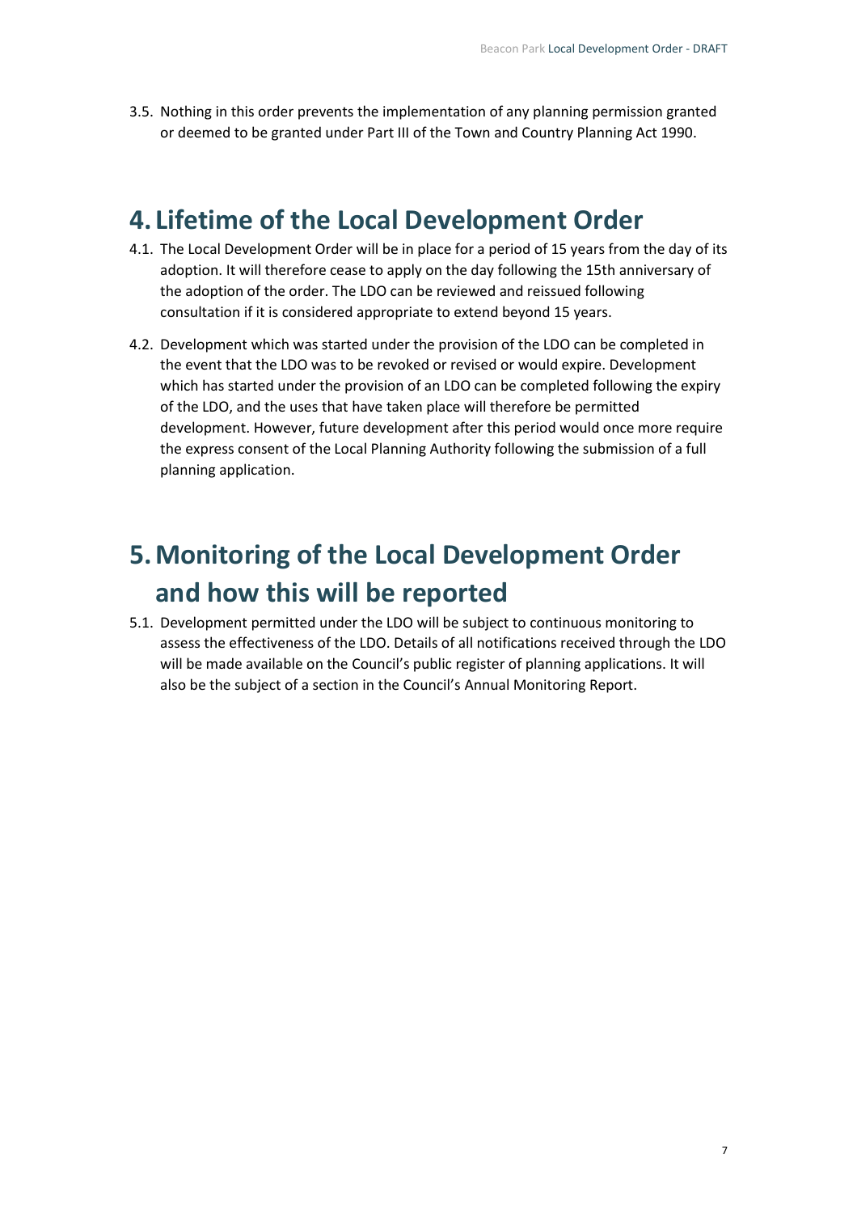3.5. Nothing in this order prevents the implementation of any planning permission granted or deemed to be granted under Part III of the Town and Country Planning Act 1990.

# 4. Lifetime of the Local Development Order

4.1. The Local Development Order will be in place for a period of 15 years from the day of its adoption. It will therefore cease to apply on the day following the 15th anniversary of the adoption of the order. The LDO can be reviewed and reissued following consultation if it is considered appropriate to extend beyond 15 years.

4.2. Development which was started under the provision of the LDO can be completed in the event that the LDO was to be revoked or revised or would expire. Development which has started under the provision of an LDO can be completed following the expiry of the LDO, and the uses that have taken place will therefore be permitted development. However, future development after this period would once more require the express consent of the Local Planning Authority following the submission of a full planning application.

# 5. Monitoring of the Local Development Order and how this will be reported

5.1. Development permitted under the LDO will be subject to continuous monitoring to assess the effectiveness of the LDO. Details of all notifications received through the LDO will be made available on the Council's public register of planning applications. It will also be the subject of a section in the Council's Annual Monitoring Report.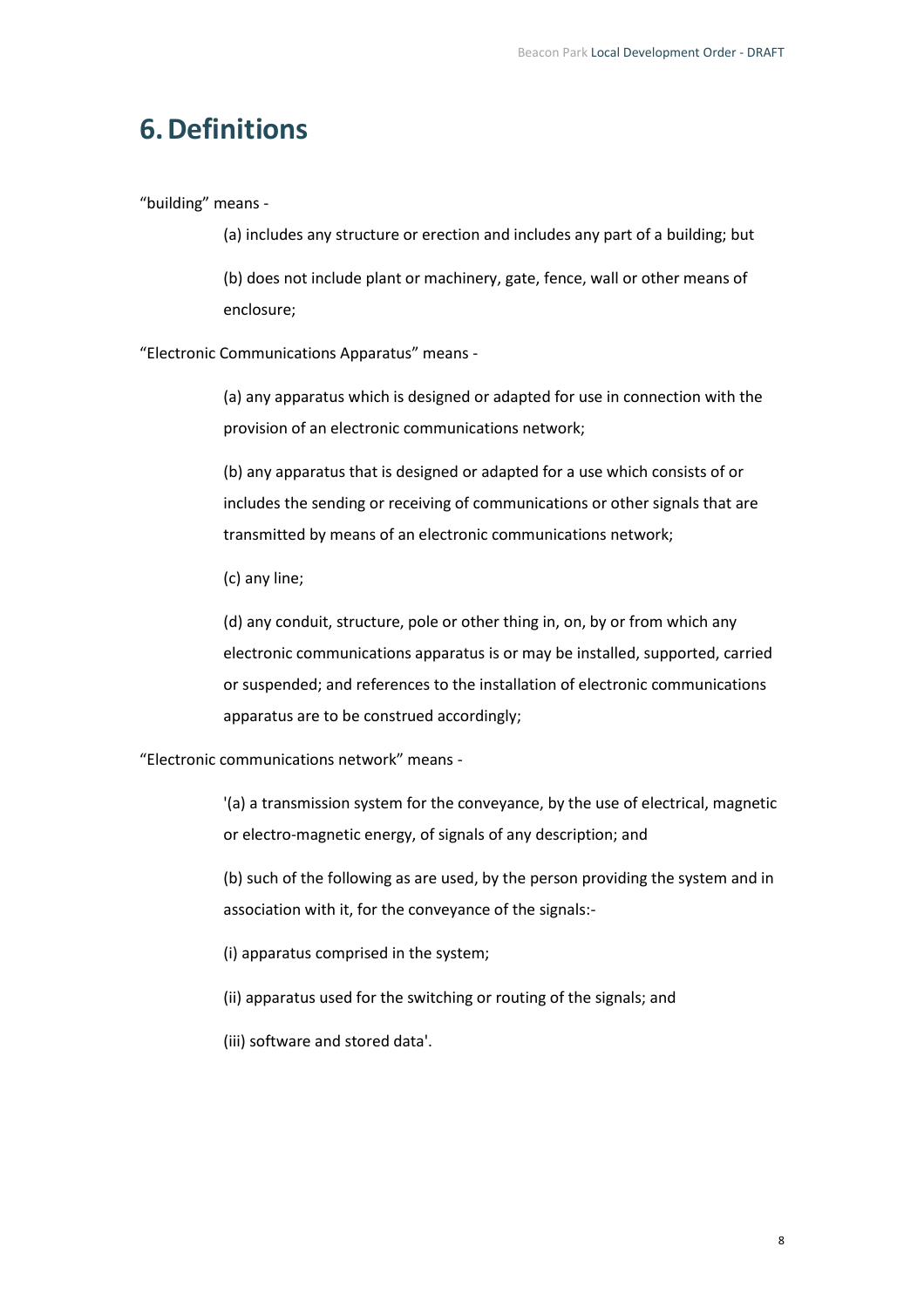# 6. Definitions

“building” means -

(a) includes any structure or erection and includes any part of a building; but

(b) does not include plant or machinery, gate, fence, wall or other means of enclosure;

“Electronic Communications Apparatus” means -

(a) any apparatus which is designed or adapted for use in connection with the provision of an electronic communications network;

(b) any apparatus that is designed or adapted for a use which consists of or includes the sending or receiving of communications or other signals that are transmitted by means of an electronic communications network;

(c) any line;

(d) any conduit, structure, pole or other thing in, on, by or from which any electronic communications apparatus is or may be installed, supported, carried or suspended; and references to the installation of electronic communications apparatus are to be construed accordingly;

“Electronic communications network” means -

'(a) a transmission system for the conveyance, by the use of electrical, magnetic or electro-magnetic energy, of signals of any description; and

(b) such of the following as are used, by the person providing the system and in association with it, for the conveyance of the signals:-

(i) apparatus comprised in the system;

(ii) apparatus used for the switching or routing of the signals; and

(iii) software and stored data'.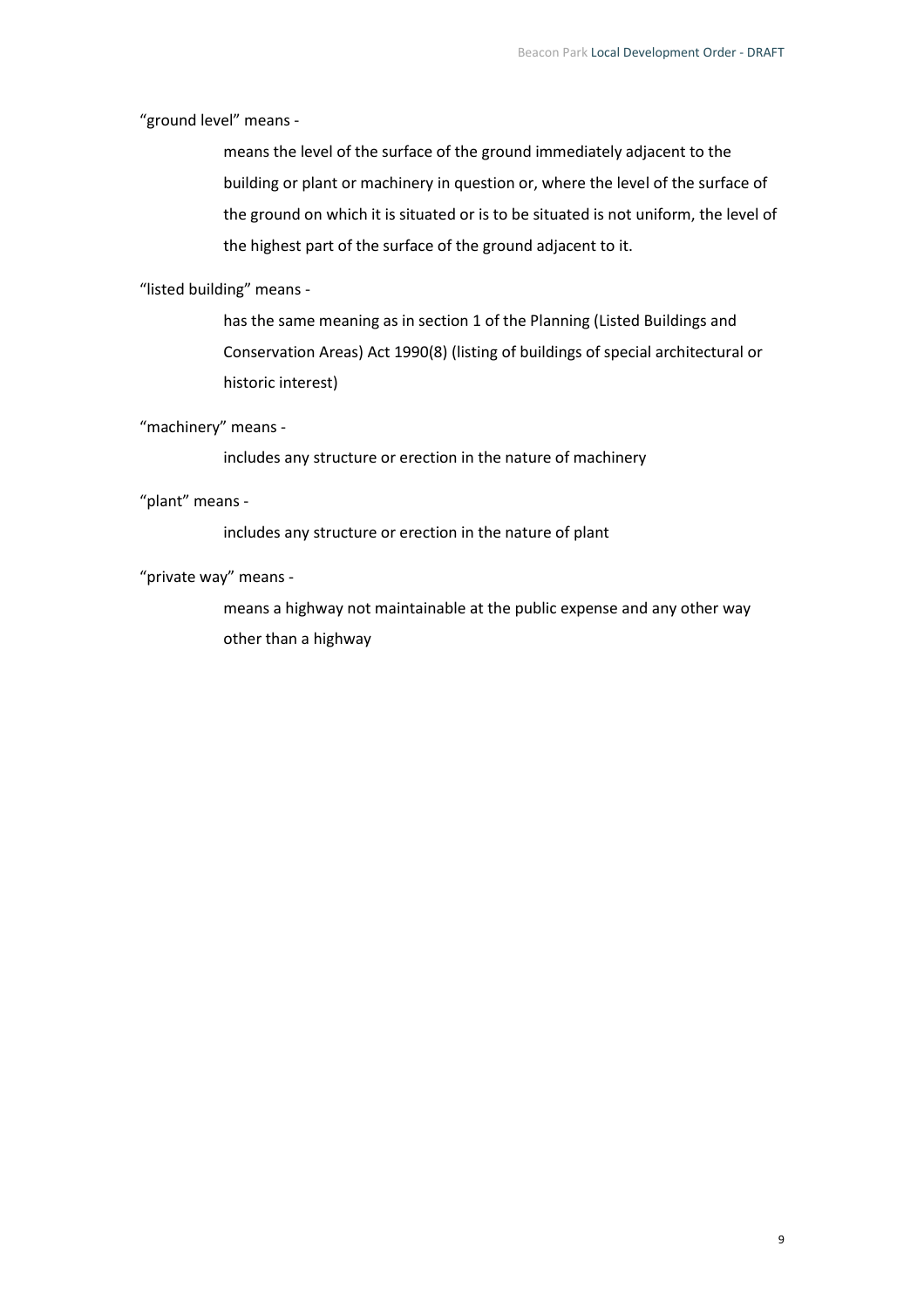"ground level" means -

> means the level of the surface of the ground immediately adjacent to the building or plant or machinery in question or, where the level of the surface of the ground on which it is situated or is to be situated is not uniform, the level of the highest part of the surface of the ground adjacent to it.

"listed building" means -

> has the same meaning as in section 1 of the Planning (Listed Buildings and Conservation Areas) Act 1990(8) (listing of buildings of special architectural or historic interest)

"machinery" means -

> includes any structure or erection in the nature of machinery

"plant" means -

> includes any structure or erection in the nature of plant

"private way" means -

> means a highway not maintainable at the public expense and any other way other than a highway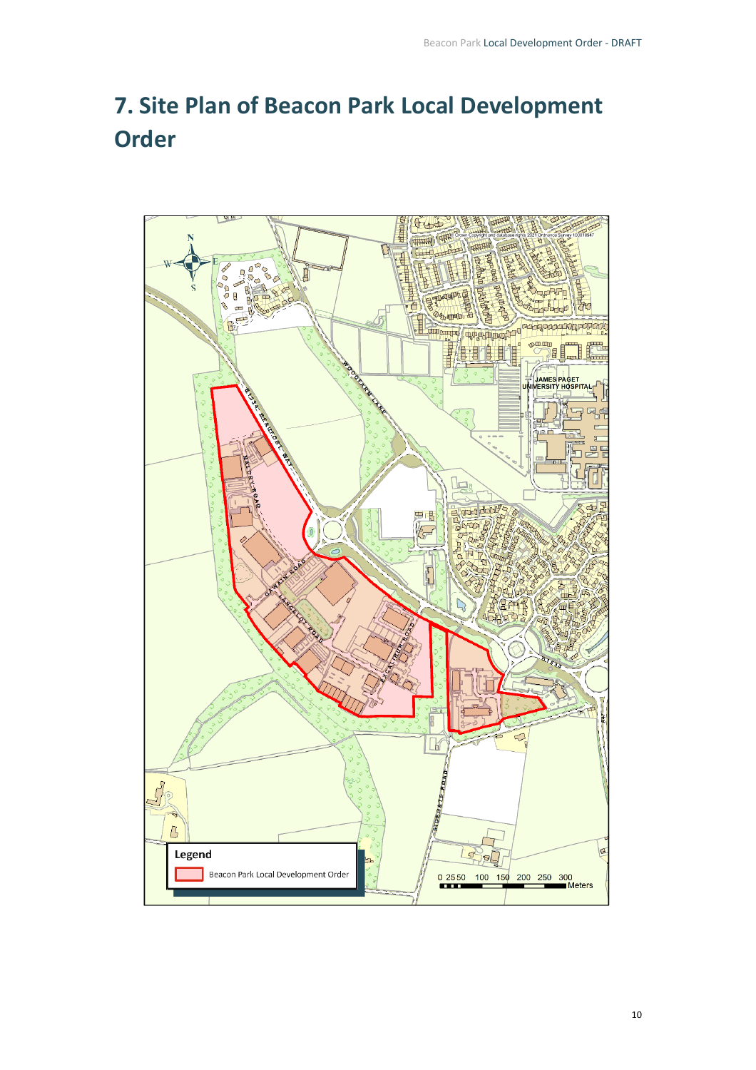# 7. Site Plan of Beacon Park Local Development Order

Legend

Beacon Park Local Development Order

0 25 50 100 150 200 250 300 Meters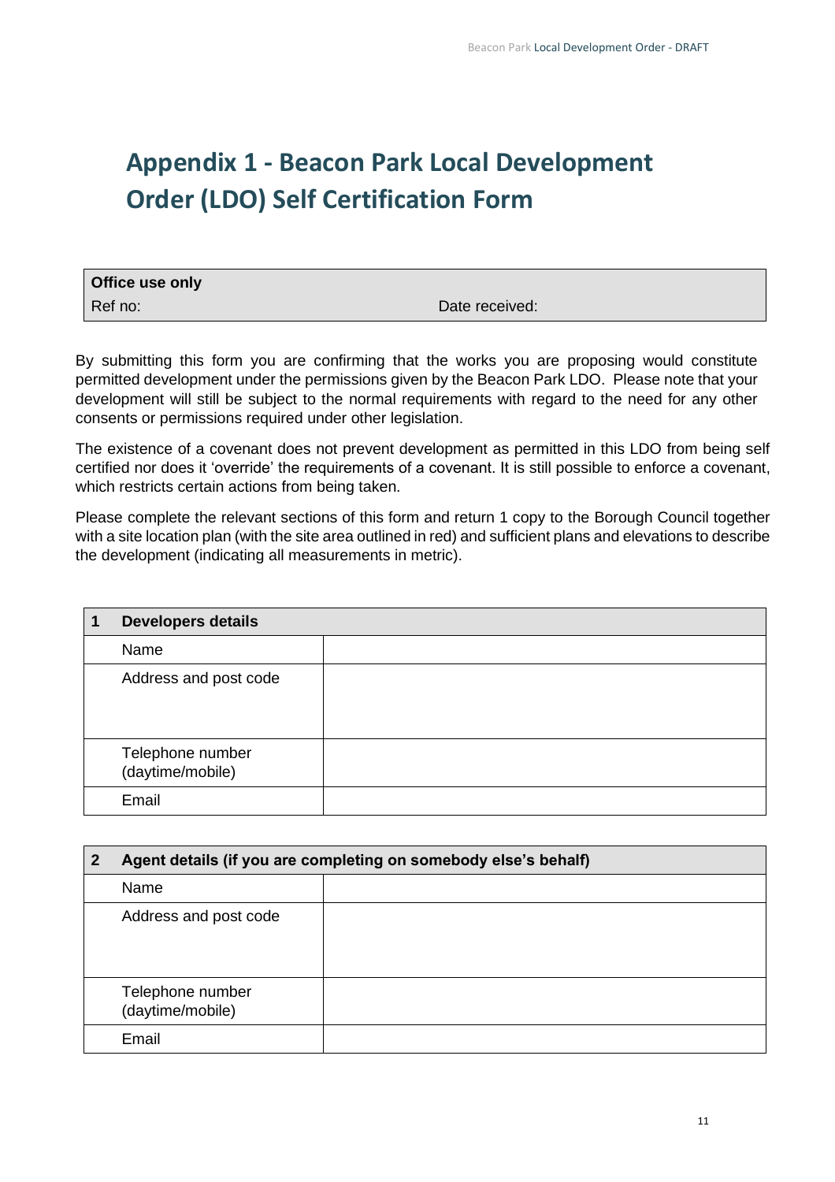# Appendix 1 - Beacon Park Local Development Order (LDO) Self Certification Form

| **Office use only** | |
|---|---|
| Ref no: | Date received: |

By submitting this form you are confirming that the works you are proposing would constitute permitted development under the permissions given by the Beacon Park LDO. Please note that your development will still be subject to the normal requirements with regard to the need for any other consents or permissions required under other legislation.

The existence of a covenant does not prevent development as permitted in this LDO from being self certified nor does it 'override' the requirements of a covenant. It is still possible to enforce a covenant, which restricts certain actions from being taken.

Please complete the relevant sections of this form and return 1 copy to the Borough Council together with a site location plan (with the site area outlined in red) and sufficient plans and elevations to describe the development (indicating all measurements in metric).

| **1** | **Developers details** | |
|---|---|---|
| | Name | |
| | Address and post code | |
| | Telephone number (daytime/mobile) | |
| | Email | |

| **2** | **Agent details (if you are completing on somebody else's behalf)** | |
|---|---|---|
| | Name | |
| | Address and post code | |
| | Telephone number (daytime/mobile) | |
| | Email | |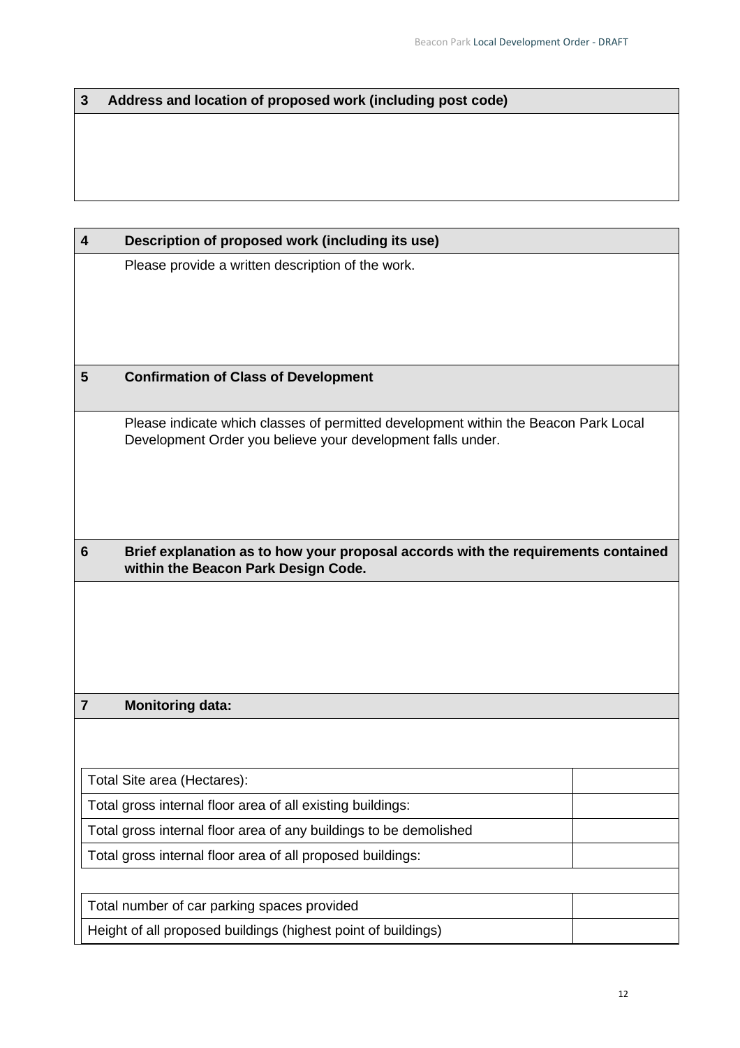| 3 | Address and location of proposed work (including post code) |
|---|---|
| | |

| 4 | Description of proposed work (including its use) |
|---|---|
| | Please provide a written description of the work. |
| **5** | **Confirmation of Class of Development** |
| | Please indicate which classes of permitted development within the Beacon Park Local Development Order you believe your development falls under. |
| **6** | **Brief explanation as to how your proposal accords with the requirements contained within the Beacon Park Design Code.** |
| | |
| **7** | **Monitoring data:** |

| | |
|---|---|
| Total Site area (Hectares): | |
| Total gross internal floor area of all existing buildings: | |
| Total gross internal floor area of any buildings to be demolished | |
| Total gross internal floor area of all proposed buildings: | |

| | |
|---|---|
| Total number of car parking spaces provided | |
| Height of all proposed buildings (highest point of buildings) | |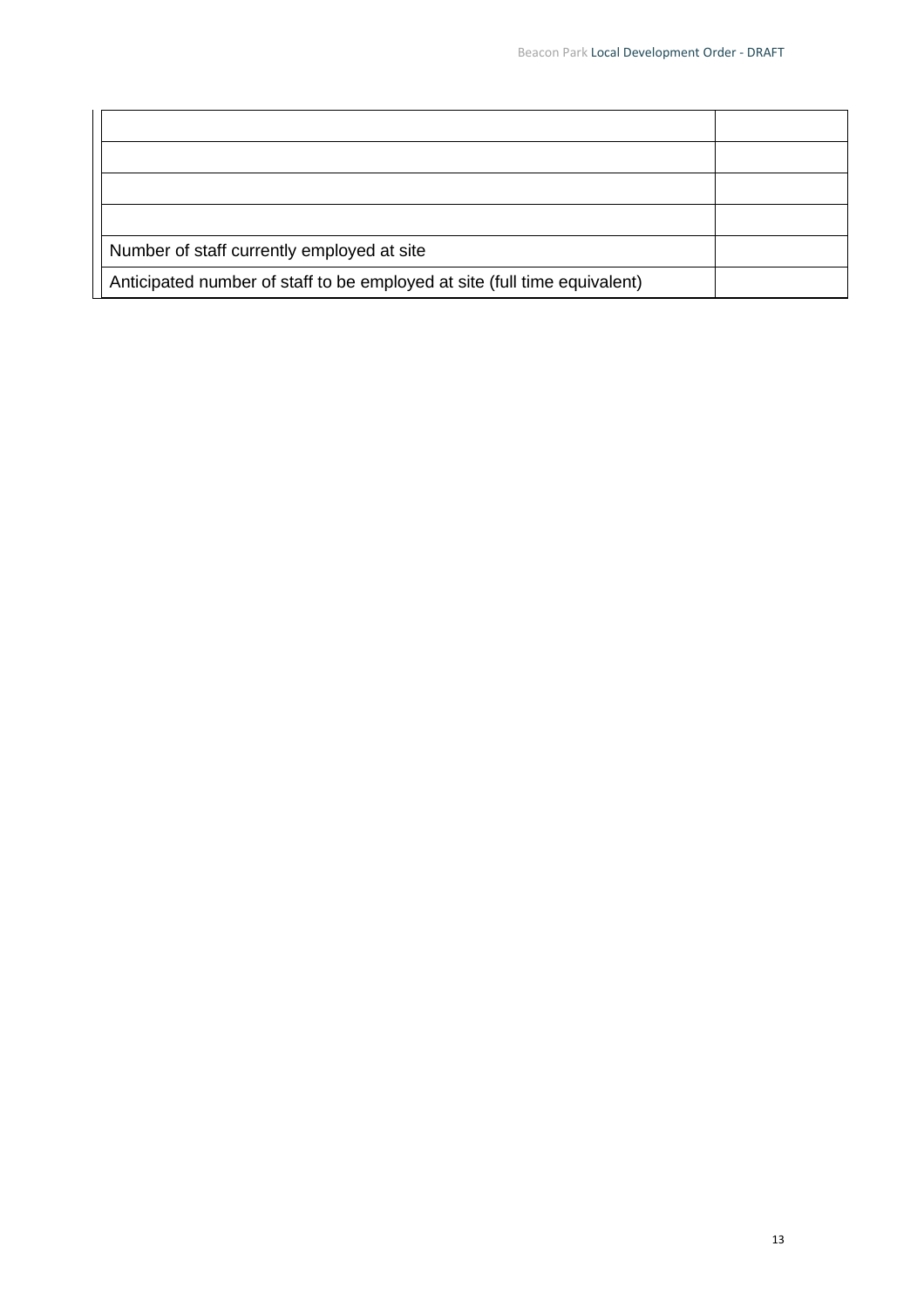| | |
|---|---|
| | |
| | |
| | |
| | |
| Number of staff currently employed at site | |
| Anticipated number of staff to be employed at site (full time equivalent) | |